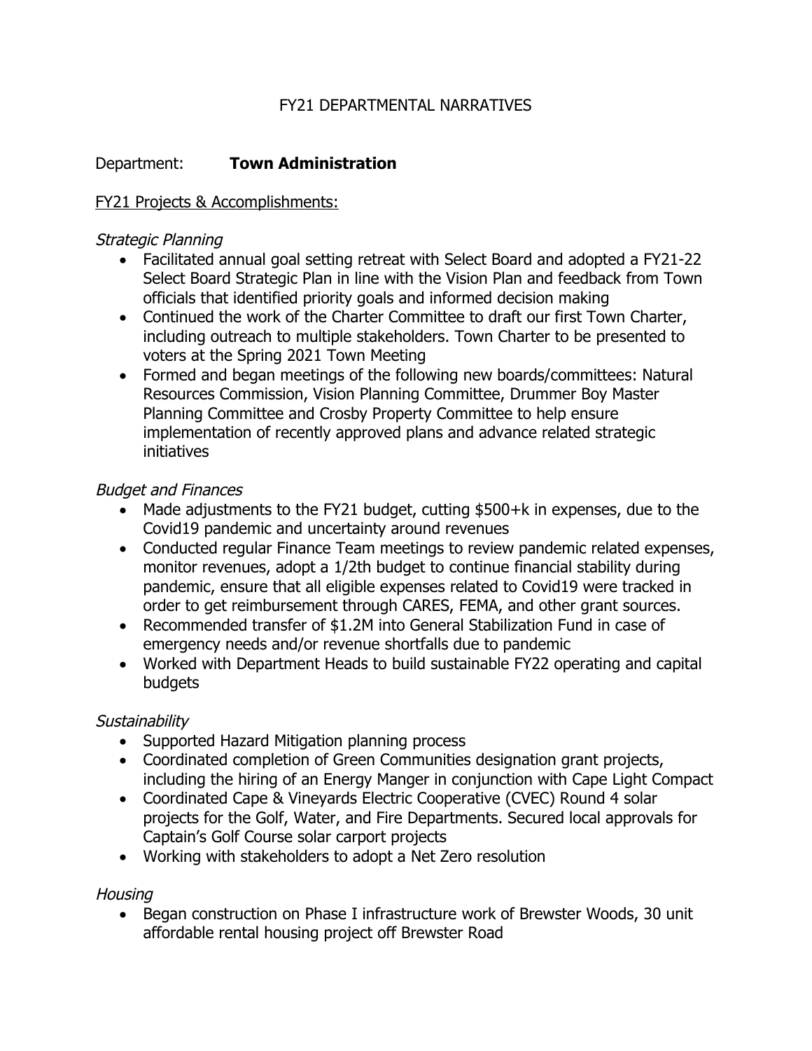# FY21 DEPARTMENTAL NARRATIVES

Department: **Town Administration**

## FY21 Projects & Accomplishments:

*Strategic Planning*

- Facilitated annual goal setting retreat with Select Board and adopted a FY21-22 Select Board Strategic Plan in line with the Vision Plan and feedback from Town officials that identified priority goals and informed decision making
- Continued the work of the Charter Committee to draft our first Town Charter, including outreach to multiple stakeholders. Town Charter to be presented to voters at the Spring 2021 Town Meeting
- Formed and began meetings of the following new boards/committees: Natural Resources Commission, Vision Planning Committee, Drummer Boy Master Planning Committee and Crosby Property Committee to help ensure implementation of recently approved plans and advance related strategic initiatives

*Budget and Finances*

- Made adjustments to the FY21 budget, cutting $500+k in expenses, due to the Covid19 pandemic and uncertainty around revenues
- Conducted regular Finance Team meetings to review pandemic related expenses, monitor revenues, adopt a 1/2th budget to continue financial stability during pandemic, ensure that all eligible expenses related to Covid19 were tracked in order to get reimbursement through CARES, FEMA, and other grant sources.
- Recommended transfer of $1.2M into General Stabilization Fund in case of emergency needs and/or revenue shortfalls due to pandemic
- Worked with Department Heads to build sustainable FY22 operating and capital budgets

*Sustainability*

- Supported Hazard Mitigation planning process
- Coordinated completion of Green Communities designation grant projects, including the hiring of an Energy Manger in conjunction with Cape Light Compact
- Coordinated Cape & Vineyards Electric Cooperative (CVEC) Round 4 solar projects for the Golf, Water, and Fire Departments. Secured local approvals for Captain's Golf Course solar carport projects
- Working with stakeholders to adopt a Net Zero resolution

*Housing*

- Began construction on Phase I infrastructure work of Brewster Woods, 30 unit affordable rental housing project off Brewster Road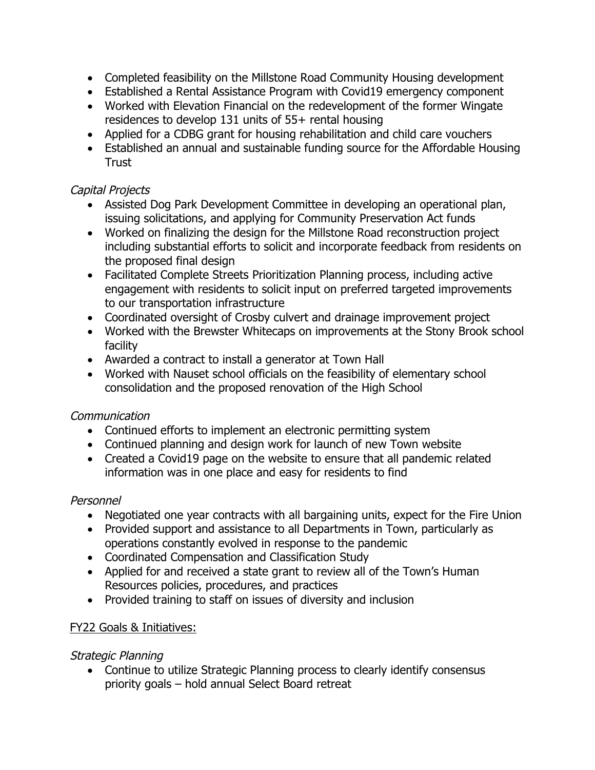- Completed feasibility on the Millstone Road Community Housing development
- Established a Rental Assistance Program with Covid19 emergency component
- Worked with Elevation Financial on the redevelopment of the former Wingate residences to develop 131 units of 55+ rental housing
- Applied for a CDBG grant for housing rehabilitation and child care vouchers
- Established an annual and sustainable funding source for the Affordable Housing Trust

*Capital Projects*

- Assisted Dog Park Development Committee in developing an operational plan, issuing solicitations, and applying for Community Preservation Act funds
- Worked on finalizing the design for the Millstone Road reconstruction project including substantial efforts to solicit and incorporate feedback from residents on the proposed final design
- Facilitated Complete Streets Prioritization Planning process, including active engagement with residents to solicit input on preferred targeted improvements to our transportation infrastructure
- Coordinated oversight of Crosby culvert and drainage improvement project
- Worked with the Brewster Whitecaps on improvements at the Stony Brook school facility
- Awarded a contract to install a generator at Town Hall
- Worked with Nauset school officials on the feasibility of elementary school consolidation and the proposed renovation of the High School

*Communication*

- Continued efforts to implement an electronic permitting system
- Continued planning and design work for launch of new Town website
- Created a Covid19 page on the website to ensure that all pandemic related information was in one place and easy for residents to find

*Personnel*

- Negotiated one year contracts with all bargaining units, expect for the Fire Union
- Provided support and assistance to all Departments in Town, particularly as operations constantly evolved in response to the pandemic
- Coordinated Compensation and Classification Study
- Applied for and received a state grant to review all of the Town's Human Resources policies, procedures, and practices
- Provided training to staff on issues of diversity and inclusion

<u>FY22 Goals & Initiatives:</u>

*Strategic Planning*

- Continue to utilize Strategic Planning process to clearly identify consensus priority goals – hold annual Select Board retreat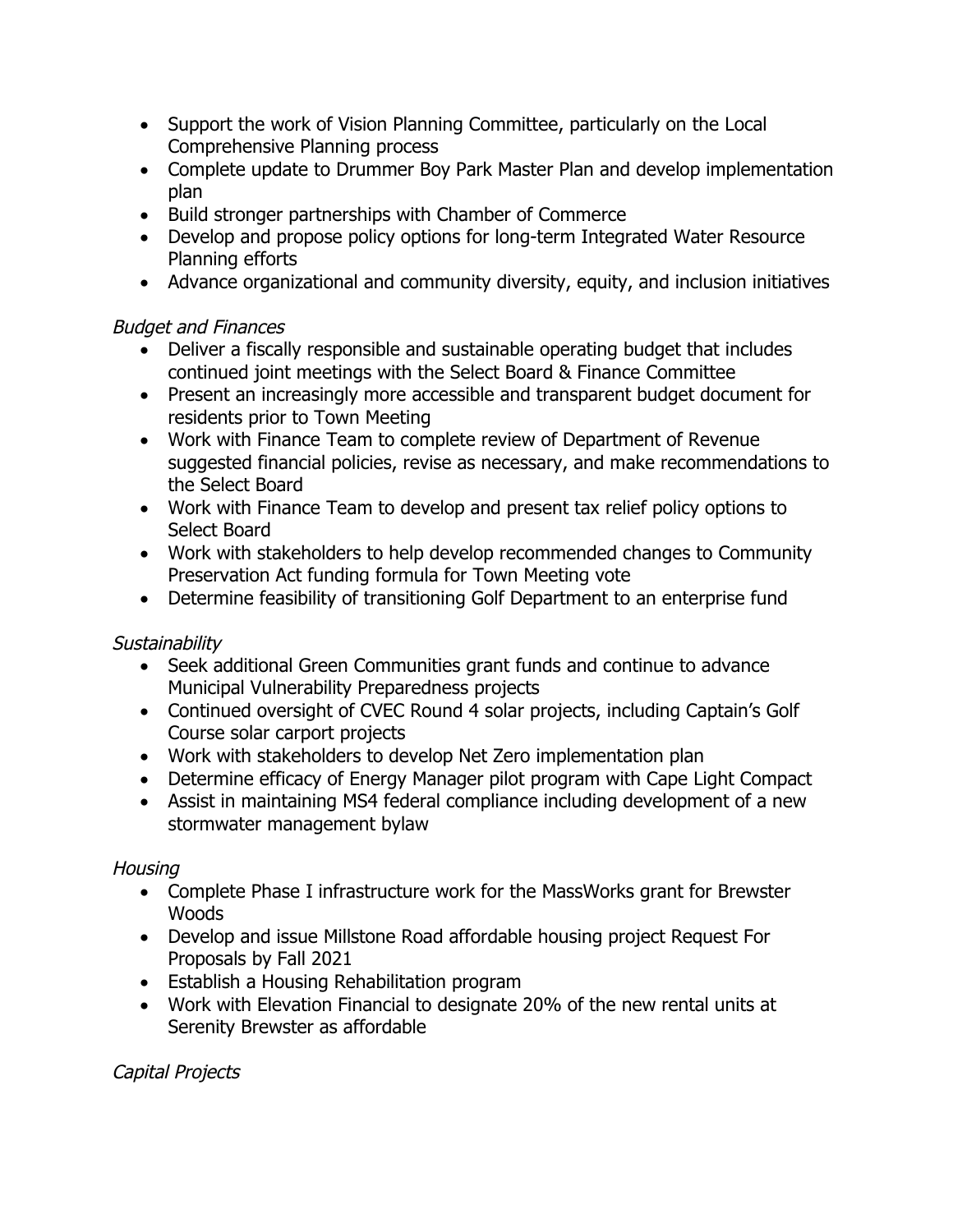- Support the work of Vision Planning Committee, particularly on the Local Comprehensive Planning process
- Complete update to Drummer Boy Park Master Plan and develop implementation plan
- Build stronger partnerships with Chamber of Commerce
- Develop and propose policy options for long-term Integrated Water Resource Planning efforts
- Advance organizational and community diversity, equity, and inclusion initiatives

*Budget and Finances*

- Deliver a fiscally responsible and sustainable operating budget that includes continued joint meetings with the Select Board & Finance Committee
- Present an increasingly more accessible and transparent budget document for residents prior to Town Meeting
- Work with Finance Team to complete review of Department of Revenue suggested financial policies, revise as necessary, and make recommendations to the Select Board
- Work with Finance Team to develop and present tax relief policy options to Select Board
- Work with stakeholders to help develop recommended changes to Community Preservation Act funding formula for Town Meeting vote
- Determine feasibility of transitioning Golf Department to an enterprise fund

*Sustainability*

- Seek additional Green Communities grant funds and continue to advance Municipal Vulnerability Preparedness projects
- Continued oversight of CVEC Round 4 solar projects, including Captain's Golf Course solar carport projects
- Work with stakeholders to develop Net Zero implementation plan
- Determine efficacy of Energy Manager pilot program with Cape Light Compact
- Assist in maintaining MS4 federal compliance including development of a new stormwater management bylaw

*Housing*

- Complete Phase I infrastructure work for the MassWorks grant for Brewster Woods
- Develop and issue Millstone Road affordable housing project Request For Proposals by Fall 2021
- Establish a Housing Rehabilitation program
- Work with Elevation Financial to designate 20% of the new rental units at Serenity Brewster as affordable

*Capital Projects*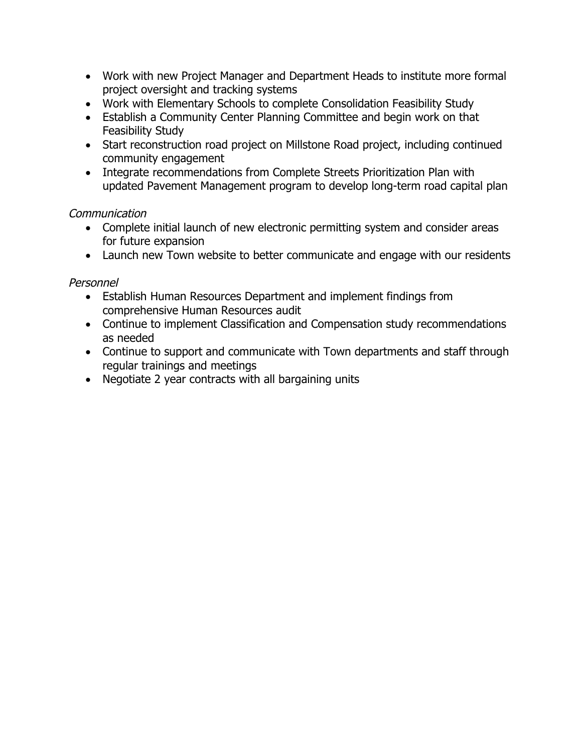- Work with new Project Manager and Department Heads to institute more formal project oversight and tracking systems
- Work with Elementary Schools to complete Consolidation Feasibility Study
- Establish a Community Center Planning Committee and begin work on that Feasibility Study
- Start reconstruction road project on Millstone Road project, including continued community engagement
- Integrate recommendations from Complete Streets Prioritization Plan with updated Pavement Management program to develop long-term road capital plan

*Communication*

- Complete initial launch of new electronic permitting system and consider areas for future expansion
- Launch new Town website to better communicate and engage with our residents

*Personnel*

- Establish Human Resources Department and implement findings from comprehensive Human Resources audit
- Continue to implement Classification and Compensation study recommendations as needed
- Continue to support and communicate with Town departments and staff through regular trainings and meetings
- Negotiate 2 year contracts with all bargaining units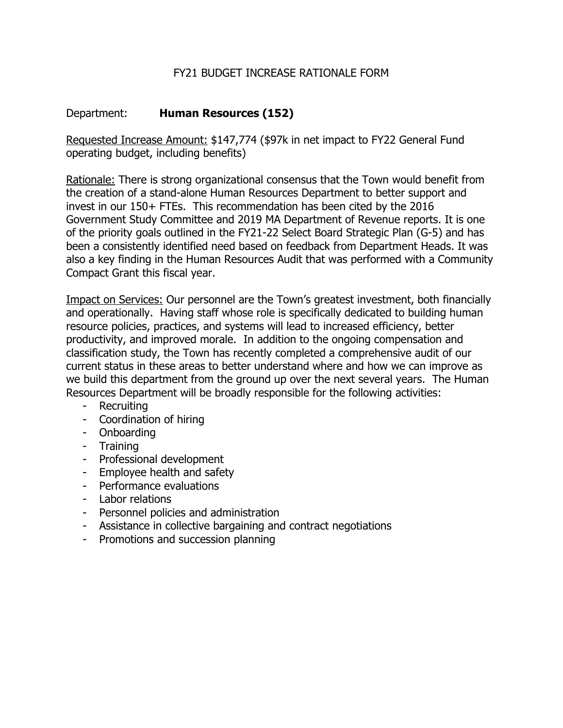# FY21 BUDGET INCREASE RATIONALE FORM

Department: **Human Resources (152)**

Requested Increase Amount: $147,774 ($97k in net impact to FY22 General Fund operating budget, including benefits)

Rationale: There is strong organizational consensus that the Town would benefit from the creation of a stand-alone Human Resources Department to better support and invest in our 150+ FTEs. This recommendation has been cited by the 2016 Government Study Committee and 2019 MA Department of Revenue reports. It is one of the priority goals outlined in the FY21-22 Select Board Strategic Plan (G-5) and has been a consistently identified need based on feedback from Department Heads. It was also a key finding in the Human Resources Audit that was performed with a Community Compact Grant this fiscal year.

Impact on Services: Our personnel are the Town's greatest investment, both financially and operationally. Having staff whose role is specifically dedicated to building human resource policies, practices, and systems will lead to increased efficiency, better productivity, and improved morale. In addition to the ongoing compensation and classification study, the Town has recently completed a comprehensive audit of our current status in these areas to better understand where and how we can improve as we build this department from the ground up over the next several years. The Human Resources Department will be broadly responsible for the following activities:

- Recruiting
- Coordination of hiring
- Onboarding
- Training
- Professional development
- Employee health and safety
- Performance evaluations
- Labor relations
- Personnel policies and administration
- Assistance in collective bargaining and contract negotiations
- Promotions and succession planning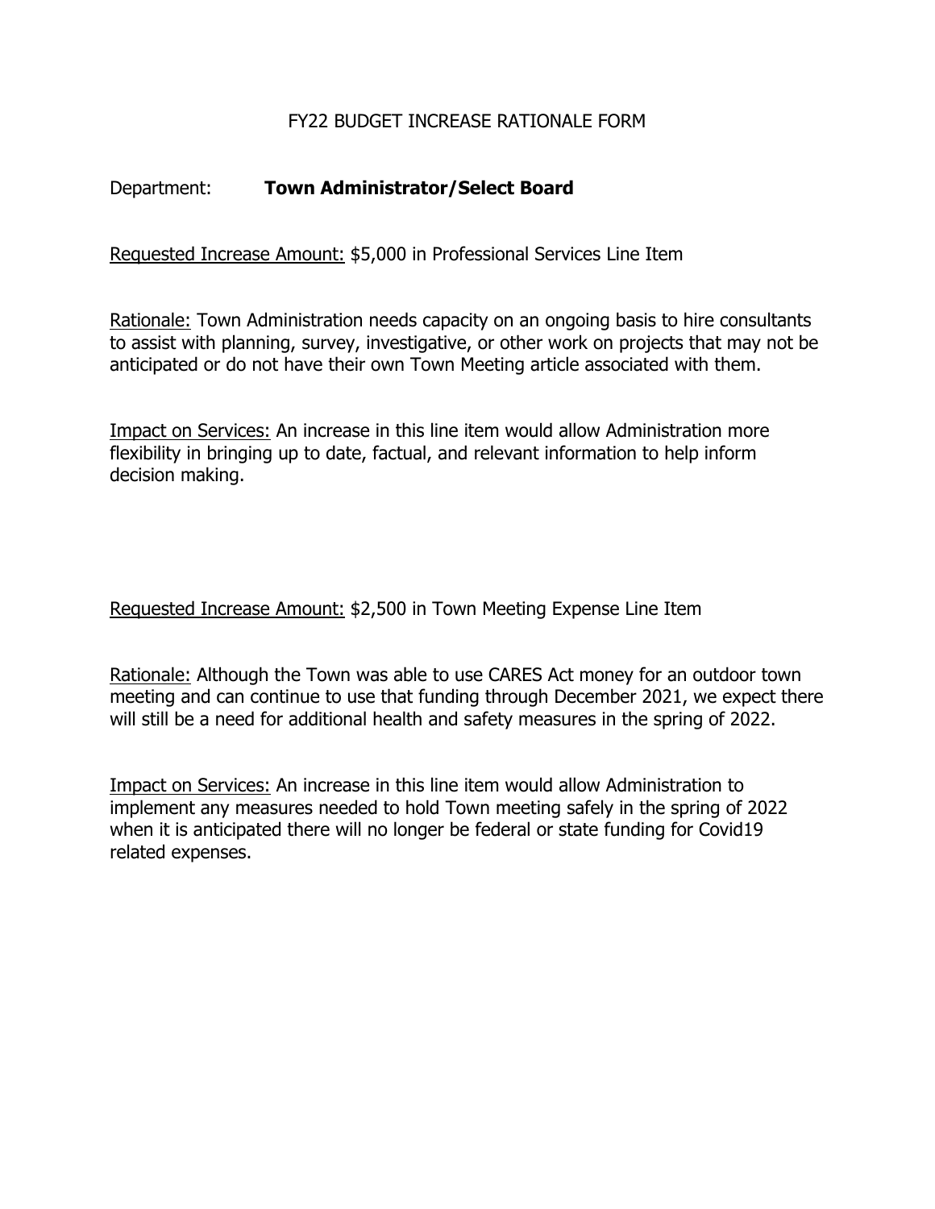# FY22 BUDGET INCREASE RATIONALE FORM

Department: **Town Administrator/Select Board**

Requested Increase Amount: $5,000 in Professional Services Line Item

Rationale: Town Administration needs capacity on an ongoing basis to hire consultants to assist with planning, survey, investigative, or other work on projects that may not be anticipated or do not have their own Town Meeting article associated with them.

Impact on Services: An increase in this line item would allow Administration more flexibility in bringing up to date, factual, and relevant information to help inform decision making.

Requested Increase Amount: $2,500 in Town Meeting Expense Line Item

Rationale: Although the Town was able to use CARES Act money for an outdoor town meeting and can continue to use that funding through December 2021, we expect there will still be a need for additional health and safety measures in the spring of 2022.

Impact on Services: An increase in this line item would allow Administration to implement any measures needed to hold Town meeting safely in the spring of 2022 when it is anticipated there will no longer be federal or state funding for Covid19 related expenses.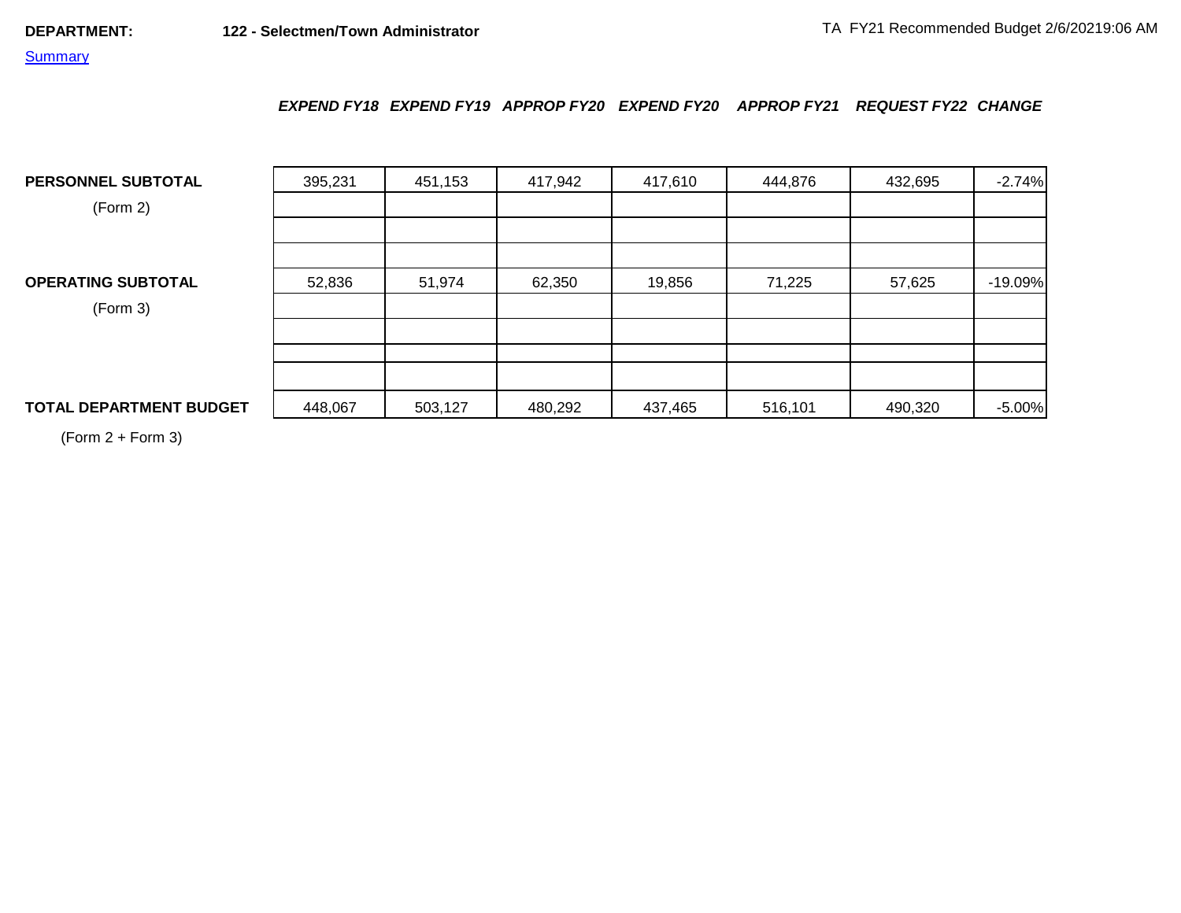**DEPARTMENT:** **122 - Selectmen/Town Administrator**

TA FY21 Recommended Budget 2/6/20219:06 AM

Summary

| | EXPEND FY18 | EXPEND FY19 | APPROP FY20 | EXPEND FY20 | APPROP FY21 | REQUEST FY22 | CHANGE |
|---|---|---|---|---|---|---|---|
| **PERSONNEL SUBTOTAL** | 395,231 | 451,153 | 417,942 | 417,610 | 444,876 | 432,695 | -2.74% |
| (Form 2) | | | | | | | |
| | | | | | | | |
| | | | | | | | |
| **OPERATING SUBTOTAL** | 52,836 | 51,974 | 62,350 | 19,856 | 71,225 | 57,625 | -19.09% |
| (Form 3) | | | | | | | |
| | | | | | | | |
| | | | | | | | |
| | | | | | | | |
| **TOTAL DEPARTMENT BUDGET** | 448,067 | 503,127 | 480,292 | 437,465 | 516,101 | 490,320 | -5.00% |
| (Form 2 + Form 3) | | | | | | | |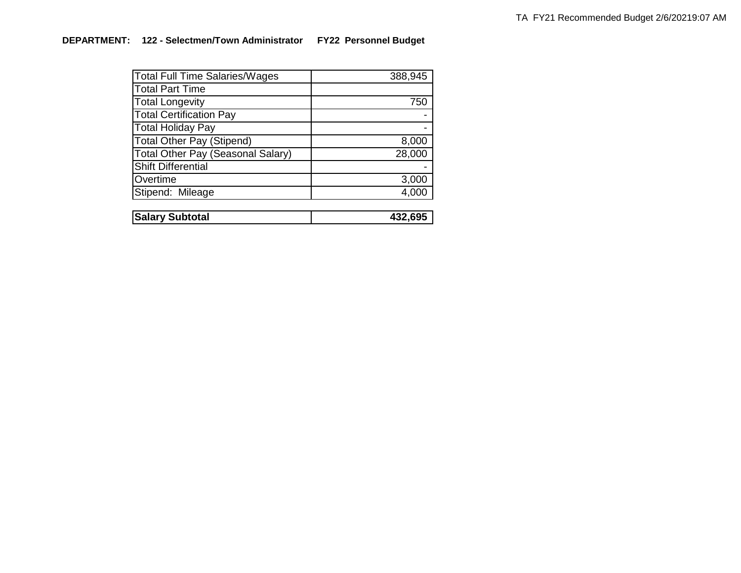**DEPARTMENT: 122 - Selectmen/Town Administrator FY22 Personnel Budget**

| | |
|---|---|
| Total Full Time Salaries/Wages | 388,945 |
| Total Part Time | |
| Total Longevity | 750 |
| Total Certification Pay | - |
| Total Holiday Pay | - |
| Total Other Pay (Stipend) | 8,000 |
| Total Other Pay (Seasonal Salary) | 28,000 |
| Shift Differential | - |
| Overtime | 3,000 |
| Stipend: Mileage | 4,000 |
| **Salary Subtotal** | **432,695** |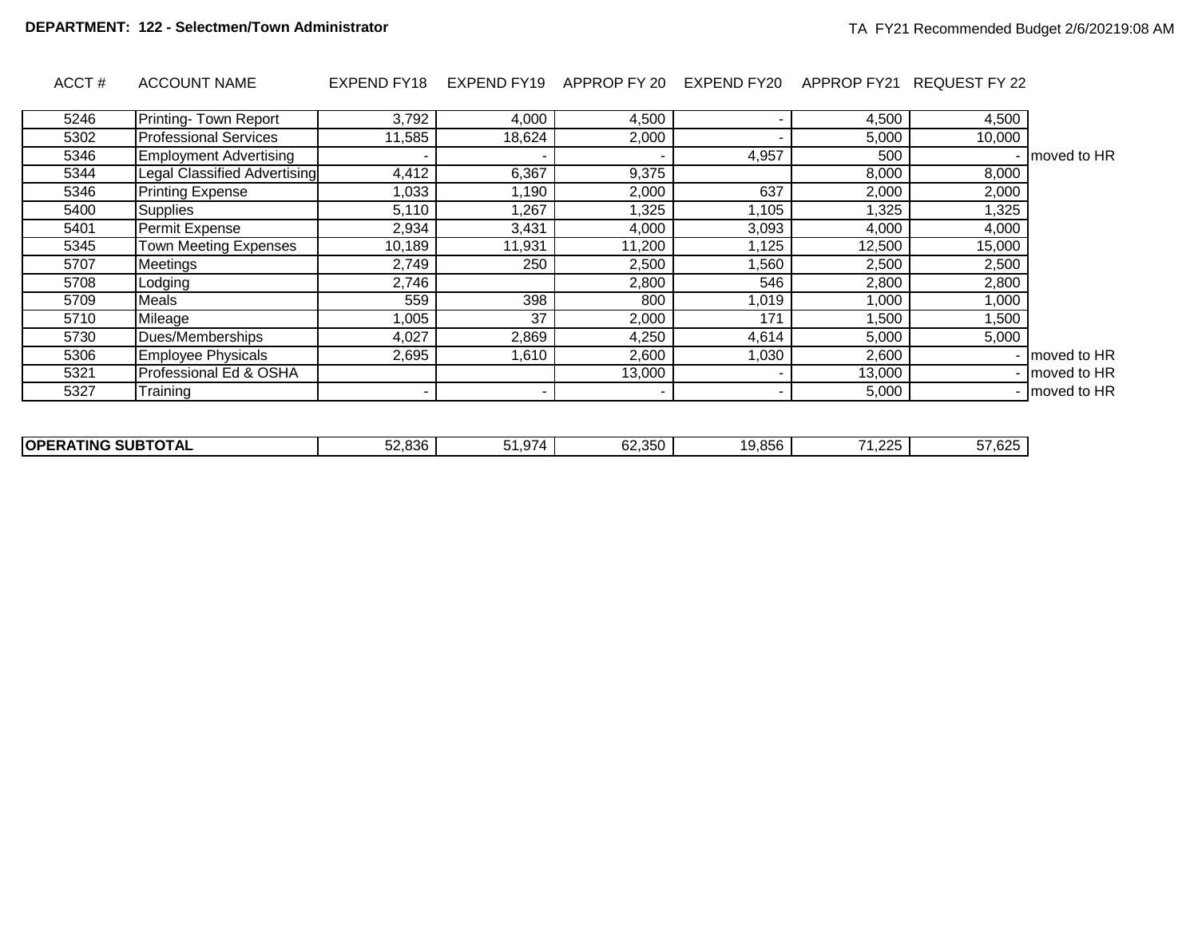**DEPARTMENT: 122 - Selectmen/Town Administrator**

TA FY21 Recommended Budget 2/6/20219:08 AM

| ACCT # | ACCOUNT NAME | EXPEND FY18 | EXPEND FY19 | APPROP FY 20 | EXPEND FY20 | APPROP FY21 | REQUEST FY 22 | |
|---|---|---|---|---|---|---|---|---|
| 5246 | Printing- Town Report | 3,792 | 4,000 | 4,500 | - | 4,500 | 4,500 | |
| 5302 | Professional Services | 11,585 | 18,624 | 2,000 | - | 5,000 | 10,000 | |
| 5346 | Employment Advertising | - | - | - | 4,957 | 500 | - | moved to HR |
| 5344 | Legal Classified Advertising | 4,412 | 6,367 | 9,375 | | 8,000 | 8,000 | |
| 5346 | Printing Expense | 1,033 | 1,190 | 2,000 | 637 | 2,000 | 2,000 | |
| 5400 | Supplies | 5,110 | 1,267 | 1,325 | 1,105 | 1,325 | 1,325 | |
| 5401 | Permit Expense | 2,934 | 3,431 | 4,000 | 3,093 | 4,000 | 4,000 | |
| 5345 | Town Meeting Expenses | 10,189 | 11,931 | 11,200 | 1,125 | 12,500 | 15,000 | |
| 5707 | Meetings | 2,749 | 250 | 2,500 | 1,560 | 2,500 | 2,500 | |
| 5708 | Lodging | 2,746 | | 2,800 | 546 | 2,800 | 2,800 | |
| 5709 | Meals | 559 | 398 | 800 | 1,019 | 1,000 | 1,000 | |
| 5710 | Mileage | 1,005 | 37 | 2,000 | 171 | 1,500 | 1,500 | |
| 5730 | Dues/Memberships | 4,027 | 2,869 | 4,250 | 4,614 | 5,000 | 5,000 | |
| 5306 | Employee Physicals | 2,695 | 1,610 | 2,600 | 1,030 | 2,600 | - | moved to HR |
| 5321 | Professional Ed & OSHA | | | 13,000 | - | 13,000 | - | moved to HR |
| 5327 | Training | - | - | - | - | 5,000 | - | moved to HR |
| **OPERATING SUBTOTAL** | | 52,836 | 51,974 | 62,350 | 19,856 | 71,225 | 57,625 | |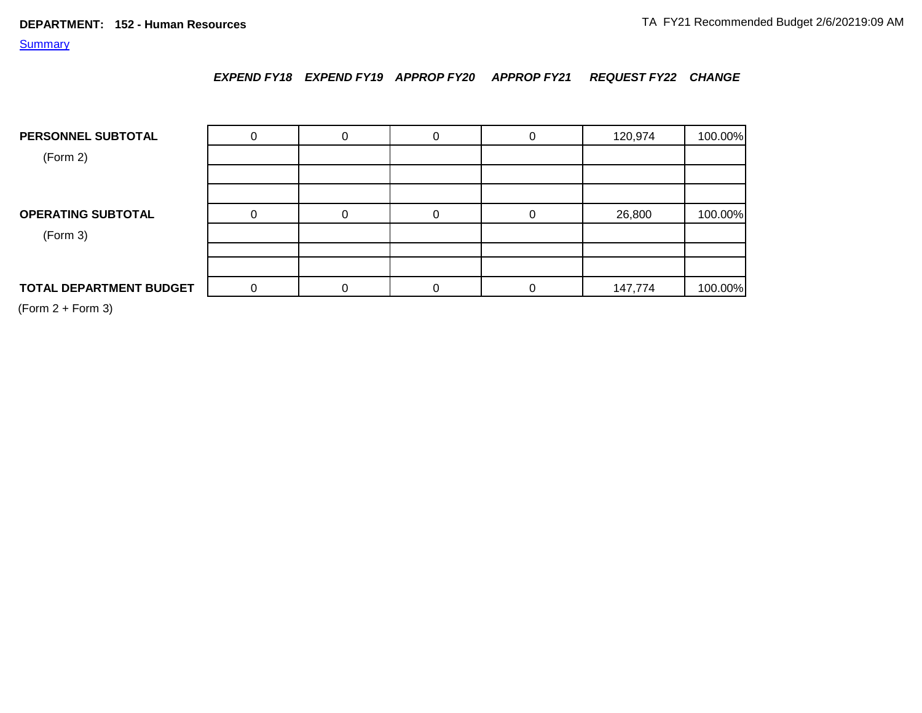**DEPARTMENT: 152 - Human Resources**

TA FY21 Recommended Budget 2/6/20219:09 AM

Summary

| | EXPEND FY18 | EXPEND FY19 | APPROP FY20 | APPROP FY21 | REQUEST FY22 | CHANGE |
|---|---|---|---|---|---|---|
| **PERSONNEL SUBTOTAL** | 0 | 0 | 0 | 0 | 120,974 | 100.00% |
| (Form 2) | | | | | | |
| | | | | | | |
| | | | | | | |
| **OPERATING SUBTOTAL** | 0 | 0 | 0 | 0 | 26,800 | 100.00% |
| (Form 3) | | | | | | |
| | | | | | | |
| | | | | | | |
| **TOTAL DEPARTMENT BUDGET** | 0 | 0 | 0 | 0 | 147,774 | 100.00% |

(Form 2 + Form 3)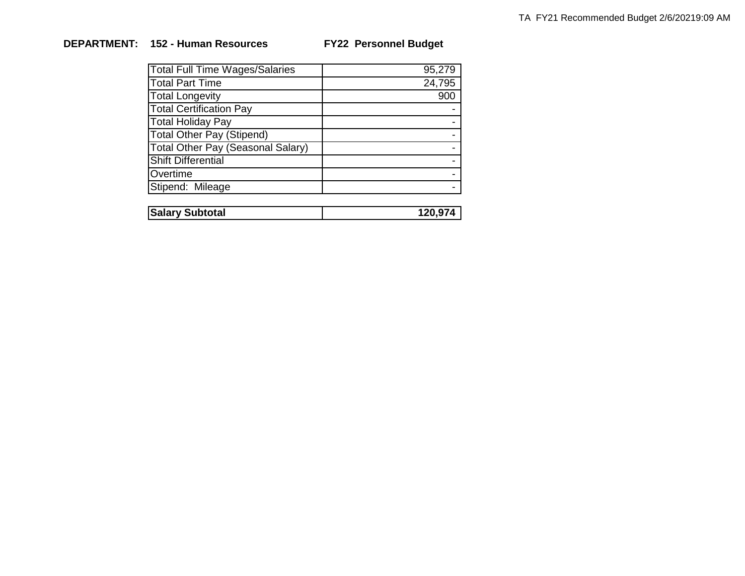**DEPARTMENT: 152 - Human Resources** **FY22 Personnel Budget**

| | |
|---|---|
| Total Full Time Wages/Salaries | 95,279 |
| Total Part Time | 24,795 |
| Total Longevity | 900 |
| Total Certification Pay | - |
| Total Holiday Pay | - |
| Total Other Pay (Stipend) | - |
| Total Other Pay (Seasonal Salary) | - |
| Shift Differential | - |
| Overtime | - |
| Stipend: Mileage | - |

| | |
|---|---|
| **Salary Subtotal** | **120,974** |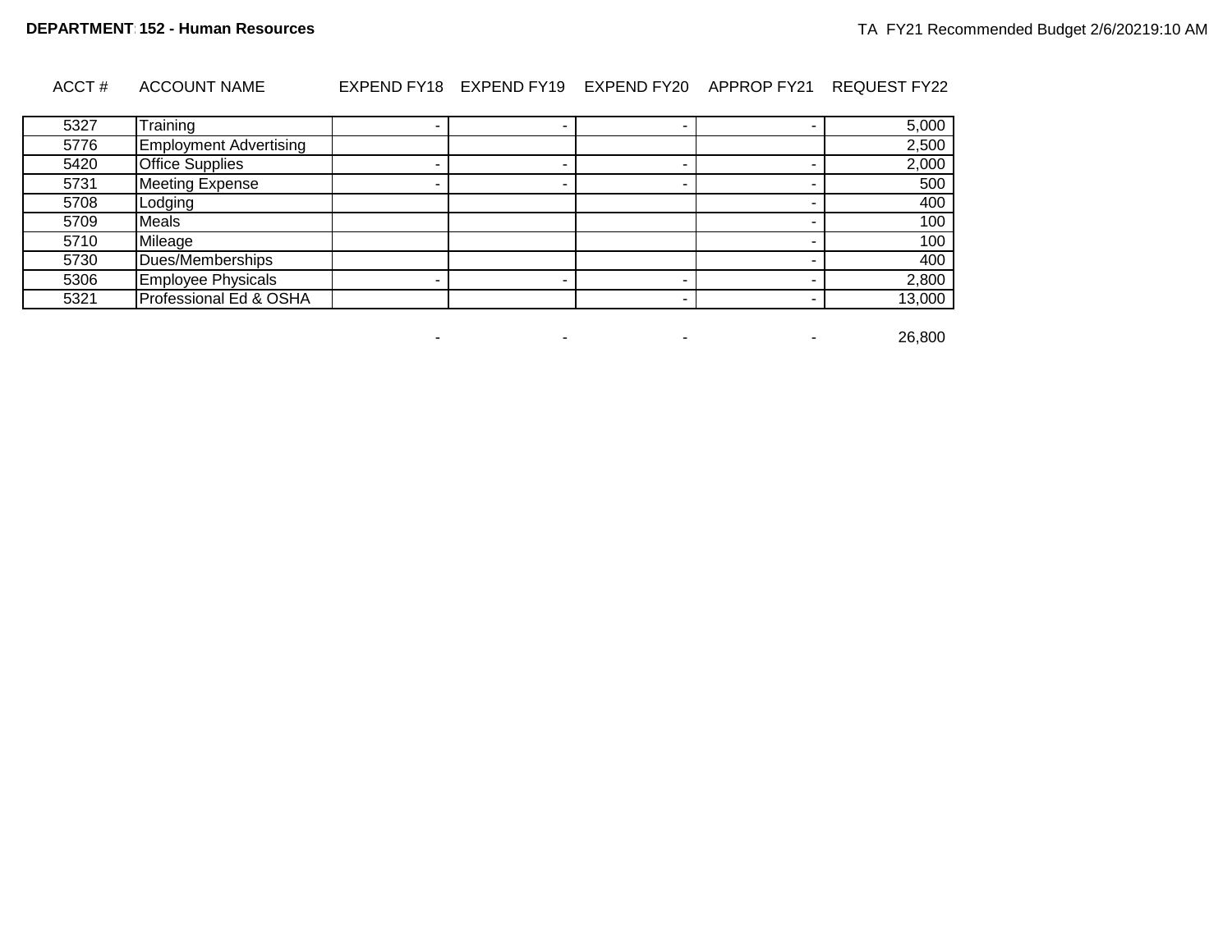**DEPARTMENT: 152 - Human Resources**

TA FY21 Recommended Budget 2/6/2021 9:10 AM

| ACCT # | ACCOUNT NAME | EXPEND FY18 | EXPEND FY19 | EXPEND FY20 | APPROP FY21 | REQUEST FY22 |
|---|---|---|---|---|---|---|
| 5327 | Training | - | - | - | - | 5,000 |
| 5776 | Employment Advertising | | | | | 2,500 |
| 5420 | Office Supplies | - | - | - | - | 2,000 |
| 5731 | Meeting Expense | - | - | - | - | 500 |
| 5708 | Lodging | | | | - | 400 |
| 5709 | Meals | | | | - | 100 |
| 5710 | Mileage | | | | - | 100 |
| 5730 | Dues/Memberships | | | | - | 400 |
| 5306 | Employee Physicals | - | - | - | - | 2,800 |
| 5321 | Professional Ed & OSHA | | | - | - | 13,000 |
| | | - | - | - | - | 26,800 |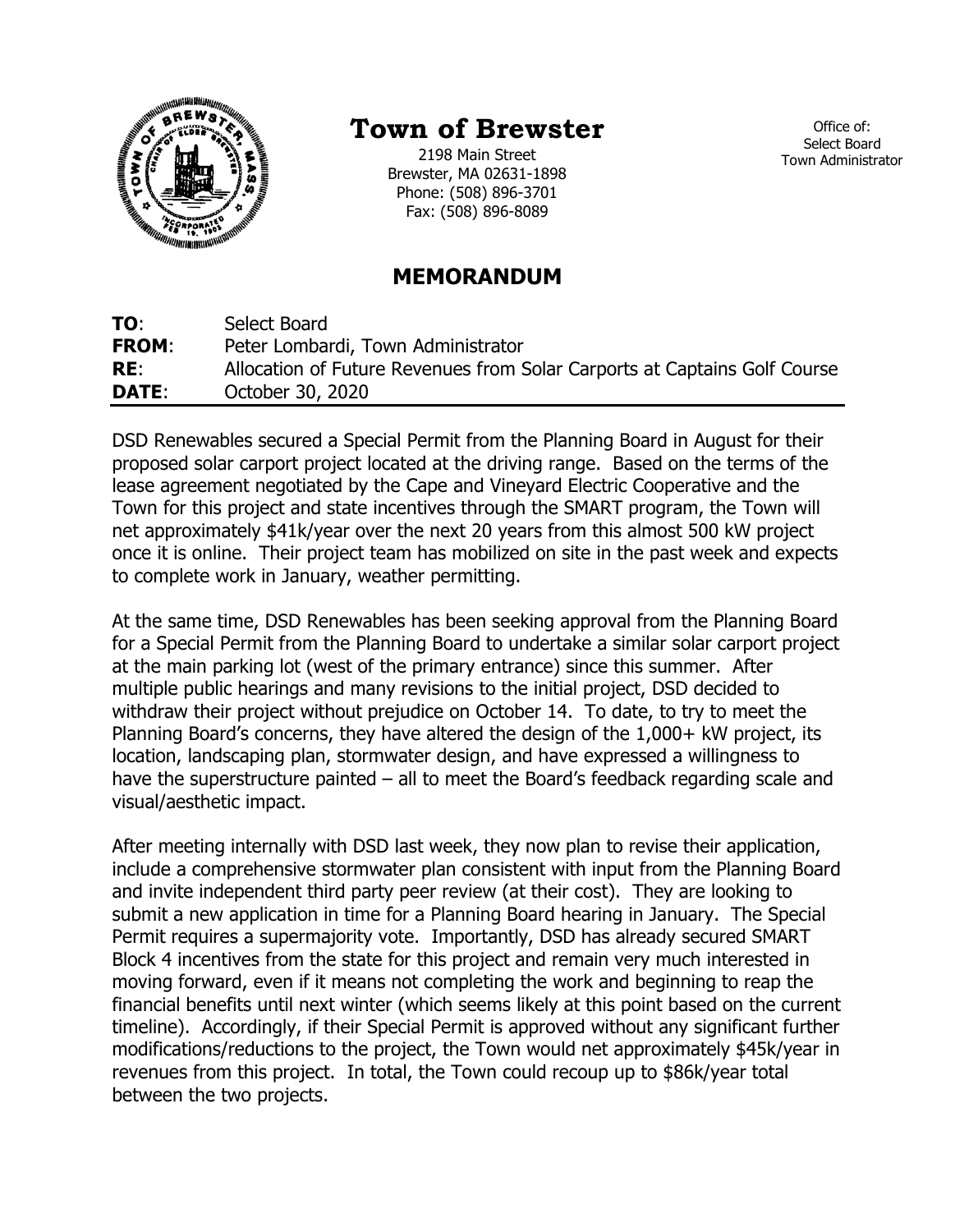# Town of Brewster

2198 Main Street
Brewster, MA 02631-1898
Phone: (508) 896-3701
Fax: (508) 896-8089

Office of:
Select Board
Town Administrator

## MEMORANDUM

| | |
|---|---|
| **TO**: | Select Board |
| **FROM**: | Peter Lombardi, Town Administrator |
| **RE**: | Allocation of Future Revenues from Solar Carports at Captains Golf Course |
| **DATE**: | October 30, 2020 |

DSD Renewables secured a Special Permit from the Planning Board in August for their proposed solar carport project located at the driving range. Based on the terms of the lease agreement negotiated by the Cape and Vineyard Electric Cooperative and the Town for this project and state incentives through the SMART program, the Town will net approximately $41k/year over the next 20 years from this almost 500 kW project once it is online. Their project team has mobilized on site in the past week and expects to complete work in January, weather permitting.

At the same time, DSD Renewables has been seeking approval from the Planning Board for a Special Permit from the Planning Board to undertake a similar solar carport project at the main parking lot (west of the primary entrance) since this summer. After multiple public hearings and many revisions to the initial project, DSD decided to withdraw their project without prejudice on October 14. To date, to try to meet the Planning Board's concerns, they have altered the design of the 1,000+ kW project, its location, landscaping plan, stormwater design, and have expressed a willingness to have the superstructure painted – all to meet the Board's feedback regarding scale and visual/aesthetic impact.

After meeting internally with DSD last week, they now plan to revise their application, include a comprehensive stormwater plan consistent with input from the Planning Board and invite independent third party peer review (at their cost). They are looking to submit a new application in time for a Planning Board hearing in January. The Special Permit requires a supermajority vote. Importantly, DSD has already secured SMART Block 4 incentives from the state for this project and remain very much interested in moving forward, even if it means not completing the work and beginning to reap the financial benefits until next winter (which seems likely at this point based on the current timeline). Accordingly, if their Special Permit is approved without any significant further modifications/reductions to the project, the Town would net approximately $45k/year in revenues from this project. In total, the Town could recoup up to $86k/year total between the two projects.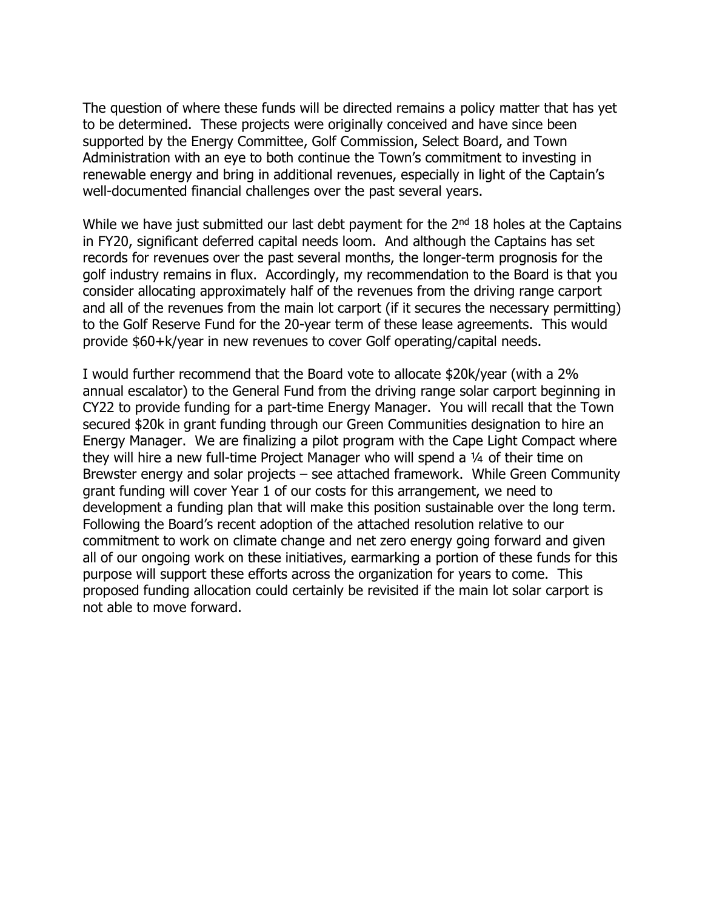The question of where these funds will be directed remains a policy matter that has yet to be determined. These projects were originally conceived and have since been supported by the Energy Committee, Golf Commission, Select Board, and Town Administration with an eye to both continue the Town's commitment to investing in renewable energy and bring in additional revenues, especially in light of the Captain's well-documented financial challenges over the past several years.

While we have just submitted our last debt payment for the 2nd 18 holes at the Captains in FY20, significant deferred capital needs loom. And although the Captains has set records for revenues over the past several months, the longer-term prognosis for the golf industry remains in flux. Accordingly, my recommendation to the Board is that you consider allocating approximately half of the revenues from the driving range carport and all of the revenues from the main lot carport (if it secures the necessary permitting) to the Golf Reserve Fund for the 20-year term of these lease agreements. This would provide $60+k/year in new revenues to cover Golf operating/capital needs.

I would further recommend that the Board vote to allocate $20k/year (with a 2% annual escalator) to the General Fund from the driving range solar carport beginning in CY22 to provide funding for a part-time Energy Manager. You will recall that the Town secured $20k in grant funding through our Green Communities designation to hire an Energy Manager. We are finalizing a pilot program with the Cape Light Compact where they will hire a new full-time Project Manager who will spend a ¼ of their time on Brewster energy and solar projects – see attached framework. While Green Community grant funding will cover Year 1 of our costs for this arrangement, we need to development a funding plan that will make this position sustainable over the long term. Following the Board's recent adoption of the attached resolution relative to our commitment to work on climate change and net zero energy going forward and given all of our ongoing work on these initiatives, earmarking a portion of these funds for this purpose will support these efforts across the organization for years to come. This proposed funding allocation could certainly be revisited if the main lot solar carport is not able to move forward.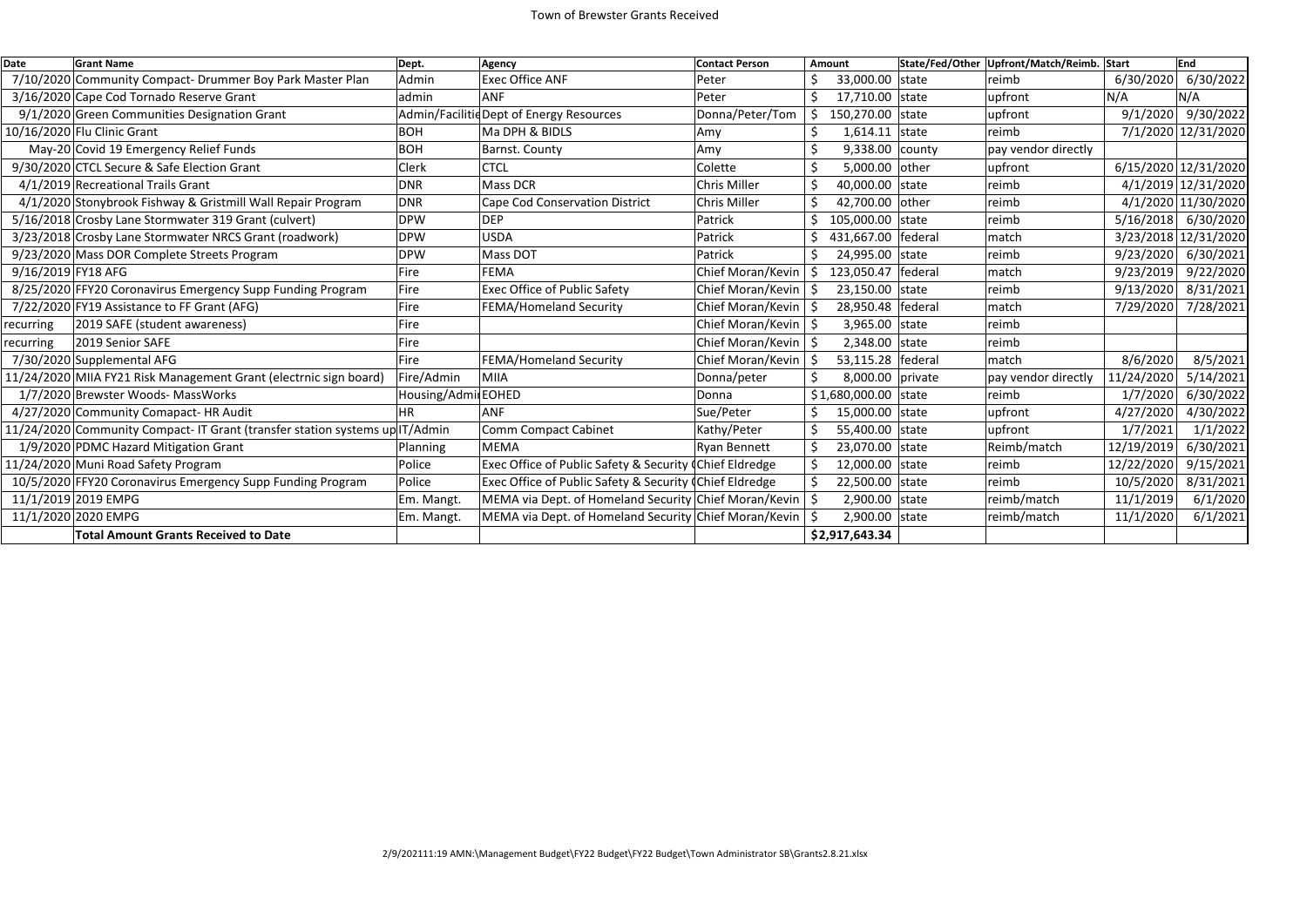# Town of Brewster Grants Received

| Date | Grant Name | Dept. | Agency | Contact Person | Amount | State/Fed/Other | Upfront/Match/Reimb. | Start | End |
|---|---|---|---|---|---|---|---|---|---|
| 7/10/2020 | Community Compact- Drummer Boy Park Master Plan | Admin | Exec Office ANF | Peter | $ 33,000.00 | state | reimb | 6/30/2020 | 6/30/2022 |
| 3/16/2020 | Cape Cod Tornado Reserve Grant | admin | ANF | Peter | $ 17,710.00 | state | upfront | N/A | N/A |
| 9/1/2020 | Green Communities Designation Grant | Admin/Facilitie | Dept of Energy Resources | Donna/Peter/Tom | $ 150,270.00 | state | upfront | 9/1/2020 | 9/30/2022 |
| 10/16/2020 | Flu Clinic Grant | BOH | Ma DPH & BIDLS | Amy | $ 1,614.11 | state | reimb | 7/1/2020 | 12/31/2020 |
| May-20 | Covid 19 Emergency Relief Funds | BOH | Barnst. County | Amy | $ 9,338.00 | county | pay vendor directly | | |
| 9/30/2020 | CTCL Secure & Safe Election Grant | Clerk | CTCL | Colette | $ 5,000.00 | other | upfront | 6/15/2020 | 12/31/2020 |
| 4/1/2019 | Recreational Trails Grant | DNR | Mass DCR | Chris Miller | $ 40,000.00 | state | reimb | 4/1/2019 | 12/31/2020 |
| 4/1/2020 | Stonybrook Fishway & Gristmill Wall Repair Program | DNR | Cape Cod Conservation District | Chris Miller | $ 42,700.00 | other | reimb | 4/1/2020 | 11/30/2020 |
| 5/16/2018 | Crosby Lane Stormwater 319 Grant (culvert) | DPW | DEP | Patrick | $ 105,000.00 | state | reimb | 5/16/2018 | 6/30/2020 |
| 3/23/2018 | Crosby Lane Stormwater NRCS Grant (roadwork) | DPW | USDA | Patrick | $ 431,667.00 | federal | match | 3/23/2018 | 12/31/2020 |
| 9/23/2020 | Mass DOR Complete Streets Program | DPW | Mass DOT | Patrick | $ 24,995.00 | state | reimb | 9/23/2020 | 6/30/2021 |
| 9/16/2019 | FY18 AFG | Fire | FEMA | Chief Moran/Kevin | $ 123,050.47 | federal | match | 9/23/2019 | 9/22/2020 |
| 8/25/2020 | FFY20 Coronavirus Emergency Supp Funding Program | Fire | Exec Office of Public Safety | Chief Moran/Kevin | $ 23,150.00 | state | reimb | 9/13/2020 | 8/31/2021 |
| 7/22/2020 | FY19 Assistance to FF Grant (AFG) | Fire | FEMA/Homeland Security | Chief Moran/Kevin | $ 28,950.48 | federal | match | 7/29/2020 | 7/28/2021 |
| recurring | 2019 SAFE (student awareness) | Fire | | Chief Moran/Kevin | $ 3,965.00 | state | reimb | | |
| recurring | 2019 Senior SAFE | Fire | | Chief Moran/Kevin | $ 2,348.00 | state | reimb | | |
| 7/30/2020 | Supplemental AFG | Fire | FEMA/Homeland Security | Chief Moran/Kevin | $ 53,115.28 | federal | match | 8/6/2020 | 8/5/2021 |
| 11/24/2020 | MIIA FY21 Risk Management Grant (electrnic sign board) | Fire/Admin | MIIA | Donna/peter | $ 8,000.00 | private | pay vendor directly | 11/24/2020 | 5/14/2021 |
| 1/7/2020 | Brewster Woods- MassWorks | Housing/Admi | EOHED | Donna | $1,680,000.00 | state | reimb | 1/7/2020 | 6/30/2022 |
| 4/27/2020 | Community Comapact- HR Audit | HR | ANF | Sue/Peter | $ 15,000.00 | state | upfront | 4/27/2020 | 4/30/2022 |
| 11/24/2020 | Community Compact- IT Grant (transfer station systems up | IT/Admin | Comm Compact Cabinet | Kathy/Peter | $ 55,400.00 | state | upfront | 1/7/2021 | 1/1/2022 |
| 1/9/2020 | PDMC Hazard Mitigation Grant | Planning | MEMA | Ryan Bennett | $ 23,070.00 | state | Reimb/match | 12/19/2019 | 6/30/2021 |
| 11/24/2020 | Muni Road Safety Program | Police | Exec Office of Public Safety & Security | Chief Eldredge | $ 12,000.00 | state | reimb | 12/22/2020 | 9/15/2021 |
| 10/5/2020 | FFY20 Coronavirus Emergency Supp Funding Program | Police | Exec Office of Public Safety & Security | Chief Eldredge | $ 22,500.00 | state | reimb | 10/5/2020 | 8/31/2021 |
| 11/1/2019 | 2019 EMPG | Em. Mangt. | MEMA via Dept. of Homeland Security | Chief Moran/Kevin | $ 2,900.00 | state | reimb/match | 11/1/2019 | 6/1/2020 |
| 11/1/2020 | 2020 EMPG | Em. Mangt. | MEMA via Dept. of Homeland Security | Chief Moran/Kevin | $ 2,900.00 | state | reimb/match | 11/1/2020 | 6/1/2021 |
| | **Total Amount Grants Received to Date** | | | | **$2,917,643.34** | | | | |

2/9/2021 11:19 AM N:\Management Budget\FY22 Budget\FY22 Budget\Town Administrator SB\Grants2.8.21.xlsx